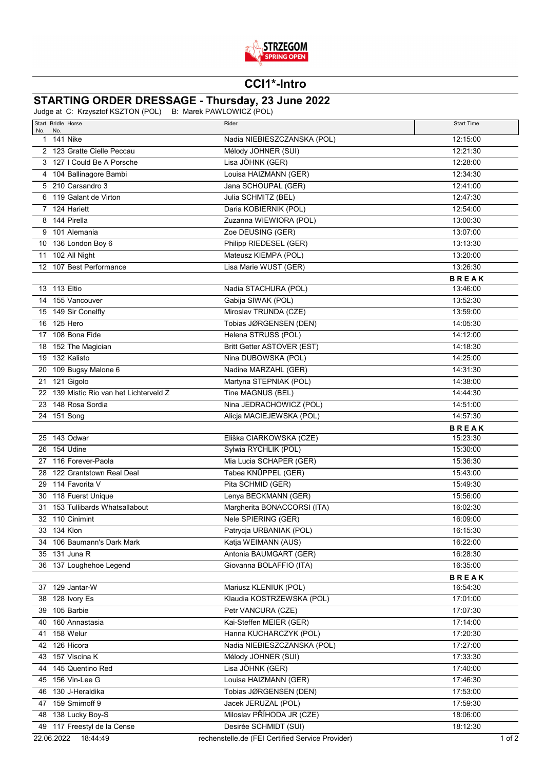STRZEGOM SPRING OPEN

# CCI1*-Intro

## STARTING ORDER DRESSAGE - Thursday, 23 June 2022

Judge at C: Krzysztof KSZTON (POL) B: Marek PAWLOWICZ (POL)

| Start No. | Bridle No. | Horse | Rider | Start Time |
|---|---|---|---|---|
| 1 | 141 | Nike | Nadia NIEBIESZCZANSKA (POL) | 12:15:00 |
| 2 | 123 | Gratte Cielle Peccau | Mélody JOHNER (SUI) | 12:21:30 |
| 3 | 127 | I Could Be A Porsche | Lisa JÖHNK (GER) | 12:28:00 |
| 4 | 104 | Ballinagore Bambi | Louisa HAIZMANN (GER) | 12:34:30 |
| 5 | 210 | Carsandro 3 | Jana SCHOUPAL (GER) | 12:41:00 |
| 6 | 119 | Galant de Virton | Julia SCHMITZ (BEL) | 12:47:30 |
| 7 | 124 | Hariett | Daria KOBIERNIK (POL) | 12:54:00 |
| 8 | 144 | Pirella | Zuzanna WIEWIORA (POL) | 13:00:30 |
| 9 | 101 | Alemania | Zoe DEUSING (GER) | 13:07:00 |
| 10 | 136 | London Boy 6 | Philipp RIEDESEL (GER) | 13:13:30 |
| 11 | 102 | All Night | Mateusz KIEMPA (POL) | 13:20:00 |
| 12 | 107 | Best Performance | Lisa Marie WUST (GER) | 13:26:30 |
| | | | | **BREAK** |
| 13 | 113 | Eltio | Nadia STACHURA (POL) | 13:46:00 |
| 14 | 155 | Vancouver | Gabija SIWAK (POL) | 13:52:30 |
| 15 | 149 | Sir Conelfly | Miroslav TRUNDA (CZE) | 13:59:00 |
| 16 | 125 | Hero | Tobias JØRGENSEN (DEN) | 14:05:30 |
| 17 | 108 | Bona Fide | Helena STRUSS (POL) | 14:12:00 |
| 18 | 152 | The Magician | Britt Getter ASTOVER (EST) | 14:18:30 |
| 19 | 132 | Kalisto | Nina DUBOWSKA (POL) | 14:25:00 |
| 20 | 109 | Bugsy Malone 6 | Nadine MARZAHL (GER) | 14:31:30 |
| 21 | 121 | Gigolo | Martyna STEPNIAK (POL) | 14:38:00 |
| 22 | 139 | Mistic Rio van het Lichterveld Z | Tine MAGNUS (BEL) | 14:44:30 |
| 23 | 148 | Rosa Sordia | Nina JEDRACHOWICZ (POL) | 14:51:00 |
| 24 | 151 | Song | Alicja MACIEJEWSKA (POL) | 14:57:30 |
| | | | | **BREAK** |
| 25 | 143 | Odwar | Eliška CIARKOWSKA (CZE) | 15:23:30 |
| 26 | 154 | Udine | Sylwia RYCHLIK (POL) | 15:30:00 |
| 27 | 116 | Forever-Paola | Mia Lucia SCHAPER (GER) | 15:36:30 |
| 28 | 122 | Grantstown Real Deal | Tabea KNÜPPEL (GER) | 15:43:00 |
| 29 | 114 | Favorita V | Pita SCHMID (GER) | 15:49:30 |
| 30 | 118 | Fuerst Unique | Lenya BECKMANN (GER) | 15:56:00 |
| 31 | 153 | Tullibards Whatsallabout | Margherita BONACCORSI (ITA) | 16:02:30 |
| 32 | 110 | Cinimint | Nele SPIERING (GER) | 16:09:00 |
| 33 | 134 | Klon | Patrycja URBANIAK (POL) | 16:15:30 |
| 34 | 106 | Baumann's Dark Mark | Katja WEIMANN (AUS) | 16:22:00 |
| 35 | 131 | Juna R | Antonia BAUMGART (GER) | 16:28:30 |
| 36 | 137 | Loughehoe Legend | Giovanna BOLAFFIO (ITA) | 16:35:00 |
| | | | | **BREAK** |
| 37 | 129 | Jantar-W | Mariusz KLENIUK (POL) | 16:54:30 |
| 38 | 128 | Ivory Es | Klaudia KOSTRZEWSKA (POL) | 17:01:00 |
| 39 | 105 | Barbie | Petr VANCURA (CZE) | 17:07:30 |
| 40 | 160 | Annastasia | Kai-Steffen MEIER (GER) | 17:14:00 |
| 41 | 158 | Welur | Hanna KUCHARCZYK (POL) | 17:20:30 |
| 42 | 126 | Hicora | Nadia NIEBIESZCZANSKA (POL) | 17:27:00 |
| 43 | 157 | Viscina K | Mélody JOHNER (SUI) | 17:33:30 |
| 44 | 145 | Quentino Red | Lisa JÖHNK (GER) | 17:40:00 |
| 45 | 156 | Vin-Lee G | Louisa HAIZMANN (GER) | 17:46:30 |
| 46 | 130 | J-Heraldika | Tobias JØRGENSEN (DEN) | 17:53:00 |
| 47 | 159 | Smirnoff 9 | Jacek JERUZAL (POL) | 17:59:30 |
| 48 | 138 | Lucky Boy-S | Miloslav PŘÍHODA JR (CZE) | 18:06:00 |
| 49 | 117 | Freestyl de la Cense | Desirée SCHMIDT (SUI) | 18:12:30 |

22.06.2022 18:44:49 rechenstelle.de (FEI Certified Service Provider)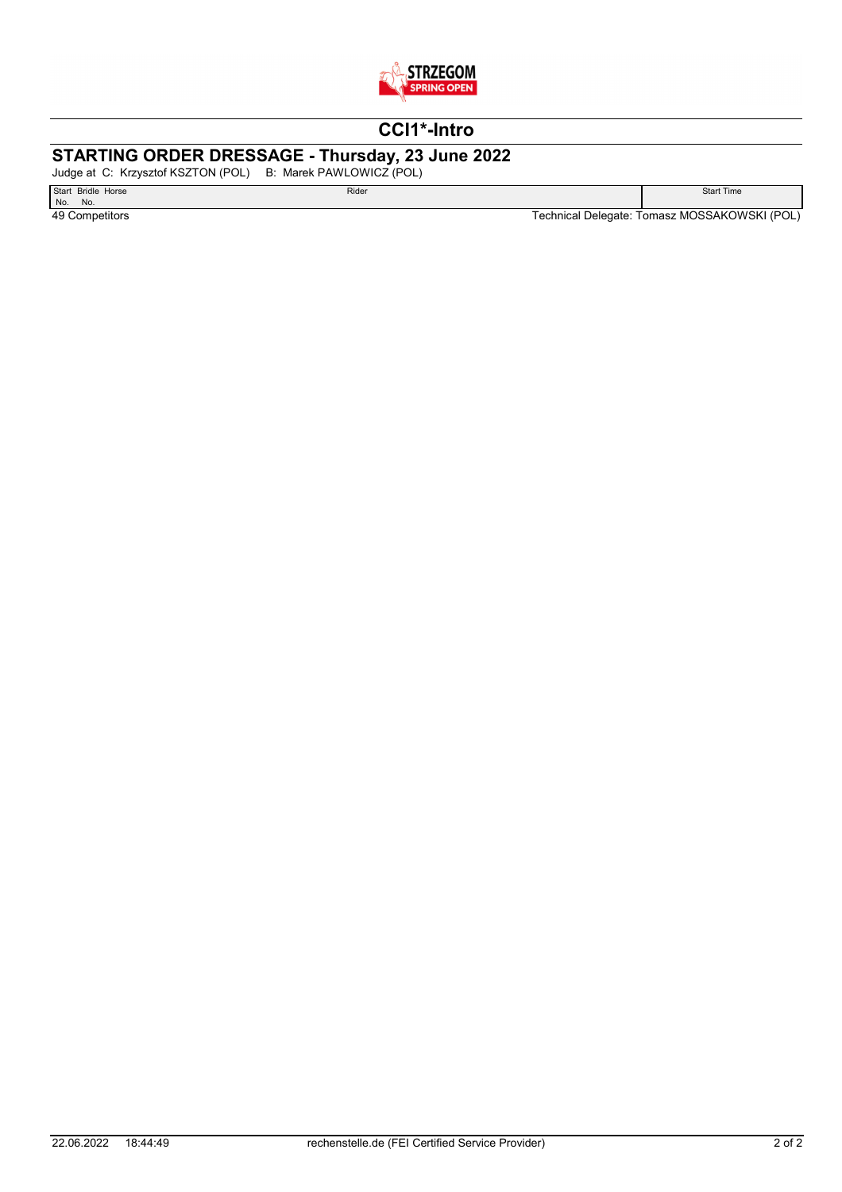# CCI1*-Intro

## STARTING ORDER DRESSAGE - Thursday, 23 June 2022

Judge at C: Krzysztof KSZTON (POL) B: Marek PAWLOWICZ (POL)

| Start No. | Bridle No. | Horse | Rider | Start Time |
|---|---|---|---|---|

49 Competitors

Technical Delegate: Tomasz MOSSAKOWSKI (POL)

22.06.2022 18:44:49 rechenstelle.de (FEI Certified Service Provider)